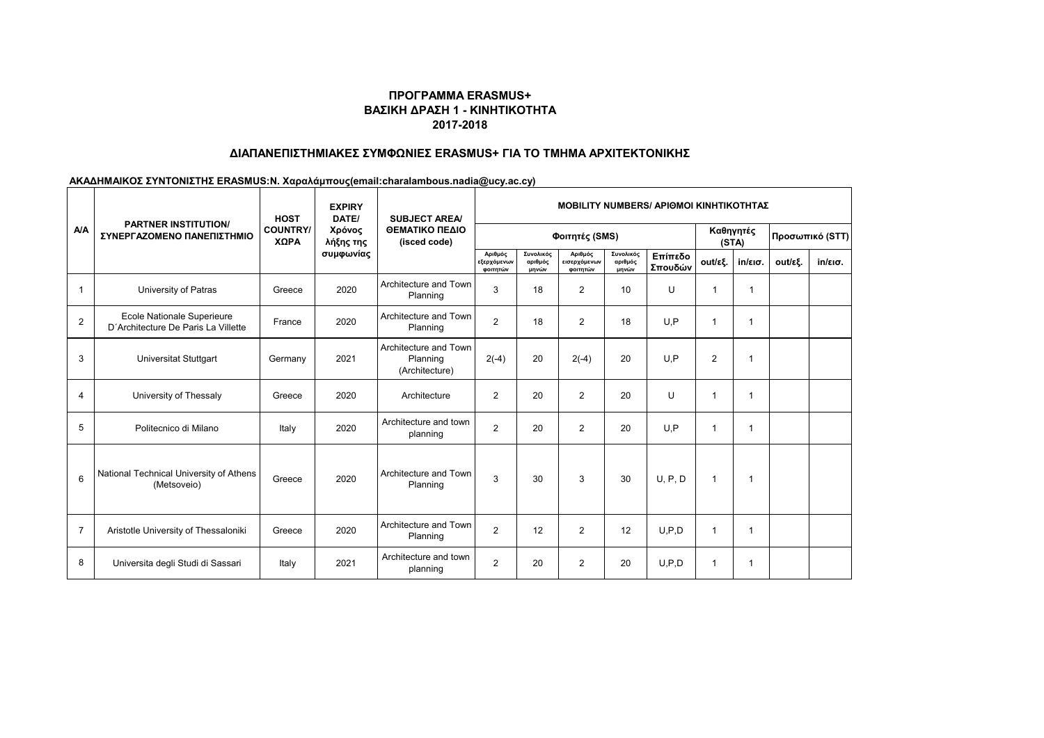# ΠΡΟΓΡΑΜΜΑ ERASMUS+
## ΒΑΣΙΚΗ ΔΡΑΣΗ 1 - ΚΙΝΗΤΙΚΟΤΗΤΑ
## 2017-2018

### ΔΙΑΠΑΝΕΠΙΣΤΗΜΙΑΚΕΣ ΣΥΜΦΩΝΙΕΣ ERASMUS+ ΓΙΑ ΤΟ ΤΜΗΜΑ ΑΡΧΙΤΕΚΤΟΝΙΚΗΣ

**ΑΚΑΔΗΜΑΙΚΟΣ ΣΥΝΤΟΝΙΣΤΗΣ ERASMUS:Ν. Χαραλάμπους(email:charalambous.nadia@ucy.ac.cy)**

| A/A | PARTNER INSTITUTION/ ΣΥΝΕΡΓΑΖΟΜΕΝΟ ΠΑΝΕΠΙΣΤΗΜΙΟ | HOST COUNTRY/ ΧΩΡΑ | EXPIRY DATE/ Χρόνος λήξης της συμφωνίας | SUBJECT AREA/ ΘΕΜΑΤΙΚΟ ΠΕΔΙΟ (isced code) | MOBILITY NUMBERS/ ΑΡΙΘΜΟΙ ΚΙΝΗΤΙΚΟΤΗΤΑΣ | | | | | | | | |
|---|---|---|---|---|---|---|---|---|---|---|---|---|---|
| | | | | | Φοιτητές (SMS) | | | | | Καθηγητές (STA) | | Προσωπικό (STT) | |
| | | | | | Αριθμός εξερχόμενων φοιτητών | Συνολικός αριθμός μηνών | Αριθμός εισερχόμενων φοιτητών | Συνολικός αριθμός μηνών | Επίπεδο Σπουδών | out/εξ. | in/εισ. | out/εξ. | in/εισ. |
| 1 | University of Patras | Greece | 2020 | Architecture and Town Planning | 3 | 18 | 2 | 10 | U | 1 | 1 | | |
| 2 | Ecole Nationale Superieure D´Architecture De Paris La Villette | France | 2020 | Architecture and Town Planning | 2 | 18 | 2 | 18 | U,P | 1 | 1 | | |
| 3 | Universitat Stuttgart | Germany | 2021 | Architecture and Town Planning (Architecture) | 2(-4) | 20 | 2(-4) | 20 | U,P | 2 | 1 | | |
| 4 | University of Thessaly | Greece | 2020 | Architecture | 2 | 20 | 2 | 20 | U | 1 | 1 | | |
| 5 | Politecnico di Milano | Italy | 2020 | Architecture and town planning | 2 | 20 | 2 | 20 | U,P | 1 | 1 | | |
| 6 | National Technical University of Athens (Metsoveio) | Greece | 2020 | Architecture and Town Planning | 3 | 30 | 3 | 30 | U, P, D | 1 | 1 | | |
| 7 | Aristotle University of Thessaloniki | Greece | 2020 | Architecture and Town Planning | 2 | 12 | 2 | 12 | U,P,D | 1 | 1 | | |
| 8 | Universita degli Studi di Sassari | Italy | 2021 | Architecture and town planning | 2 | 20 | 2 | 20 | U,P,D | 1 | 1 | | |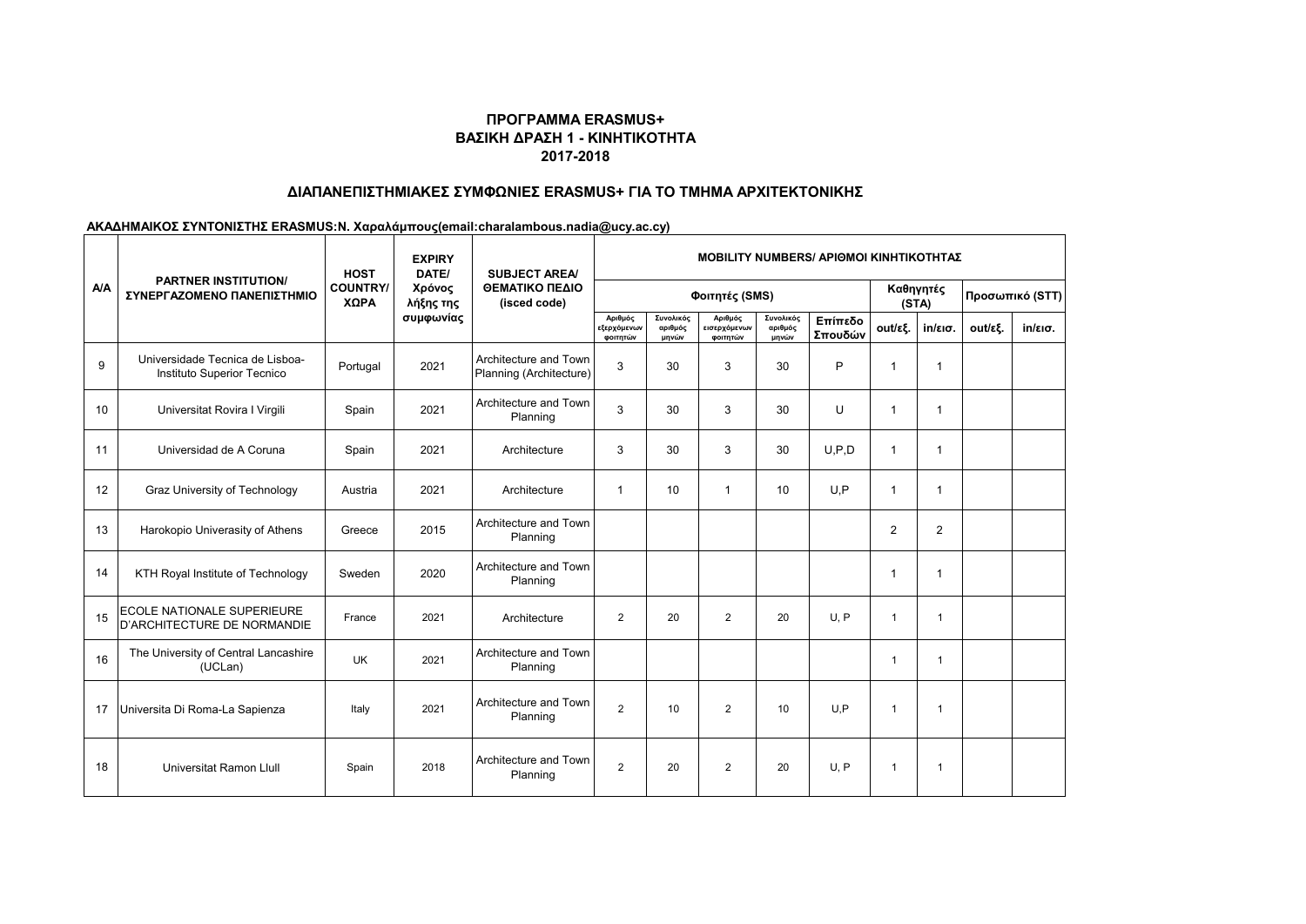## ΠΡΟΓΡΑΜΜΑ ERASMUS+
## ΒΑΣΙΚΗ ΔΡΑΣΗ 1 - ΚΙΝΗΤΙΚΟΤΗΤΑ
## 2017-2018

### ΔΙΑΠΑΝΕΠΙΣΤΗΜΙΑΚΕΣ ΣΥΜΦΩΝΙΕΣ ERASMUS+ ΓΙΑ ΤΟ ΤΜΗΜΑ ΑΡΧΙΤΕΚΤΟΝΙΚΗΣ

**ΑΚΑΔΗΜΑΙΚΟΣ ΣΥΝΤΟΝΙΣΤΗΣ ERASMUS:Ν. Χαραλάμπους(email:charalambous.nadia@ucy.ac.cy)**

| Α/Α | PARTNER INSTITUTION/ ΣΥΝΕΡΓΑΖΟΜΕΝΟ ΠΑΝΕΠΙΣΤΗΜΙΟ | HOST COUNTRY/ ΧΩΡΑ | EXPIRY DATE/ Χρόνος λήξης της συμφωνίας | SUBJECT AREA/ ΘΕΜΑΤΙΚΟ ΠΕΔΙΟ (isced code) | MOBILITY NUMBERS/ ΑΡΙΘΜΟΙ ΚΙΝΗΤΙΚΟΤΗΤΑΣ | | | | | | | | |
|---|---|---|---|---|---|---|---|---|---|---|---|---|---|
| | | | | | Φοιτητές (SMS) | | | | | Καθηγητές (STA) | | Προσωπικό (STT) | |
| | | | | | Αριθμός εξερχόμενων φοιτητών | Συνολικός αριθμός μηνών | Αριθμός εισερχόμενων φοιτητών | Συνολικός αριθμός μηνών | Επίπεδο Σπουδών | out/εξ. | in/εισ. | out/εξ. | in/εισ. |
| 9 | Universidade Tecnica de Lisboa-Instituto Superior Tecnico | Portugal | 2021 | Architecture and Town Planning (Architecture) | 3 | 30 | 3 | 30 | P | 1 | 1 | | |
| 10 | Universitat Rovira I Virgili | Spain | 2021 | Architecture and Town Planning | 3 | 30 | 3 | 30 | U | 1 | 1 | | |
| 11 | Universidad de A Coruna | Spain | 2021 | Architecture | 3 | 30 | 3 | 30 | U,P,D | 1 | 1 | | |
| 12 | Graz University of Technology | Austria | 2021 | Architecture | 1 | 10 | 1 | 10 | U,P | 1 | 1 | | |
| 13 | Harokopio Univerasity of Athens | Greece | 2015 | Architecture and Town Planning | | | | | | 2 | 2 | | |
| 14 | KTH Royal Institute of Technology | Sweden | 2020 | Architecture and Town Planning | | | | | | 1 | 1 | | |
| 15 | ECOLE NATIONALE SUPERIEURE D'ARCHITECTURE DE NORMANDIE | France | 2021 | Architecture | 2 | 20 | 2 | 20 | U, P | 1 | 1 | | |
| 16 | The University of Central Lancashire (UCLan) | UK | 2021 | Architecture and Town Planning | | | | | | 1 | 1 | | |
| 17 | Universita Di Roma-La Sapienza | Italy | 2021 | Architecture and Town Planning | 2 | 10 | 2 | 10 | U,P | 1 | 1 | | |
| 18 | Universitat Ramon Llull | Spain | 2018 | Architecture and Town Planning | 2 | 20 | 2 | 20 | U, P | 1 | 1 | | |